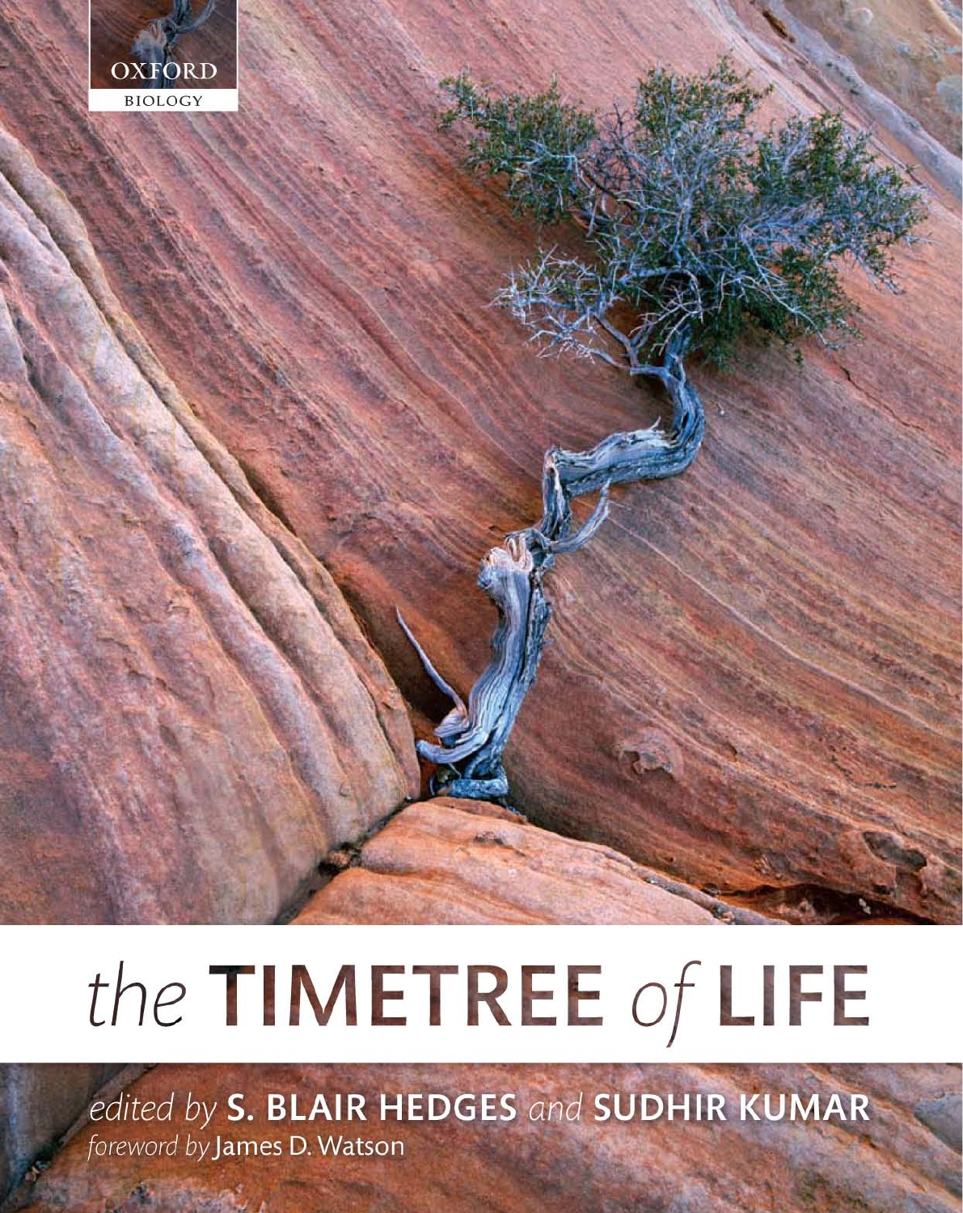OXFORD

BIOLOGY

# the TIMETREE of LIFE

*edited by* **S. BLAIR HEDGES** *and* **SUDHIR KUMAR**

*foreword by* James D. Watson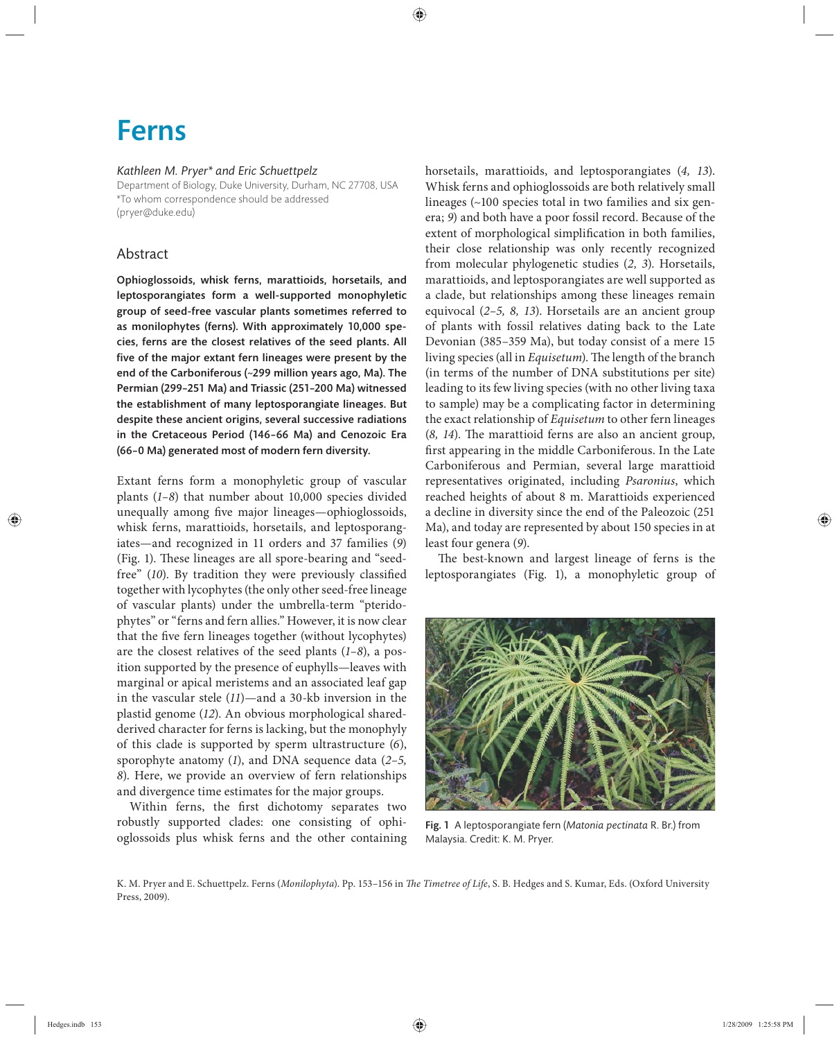# Ferns

*Kathleen M. Pryer\* and Eric Schuettpelz*

Department of Biology, Duke University, Durham, NC 27708, USA
\*To whom correspondence should be addressed (pryer@duke.edu)

## Abstract

**Ophioglossoids, whisk ferns, marattioids, horsetails, and leptosporangiates form a well-supported monophyletic group of seed-free vascular plants sometimes referred to as monilophytes (ferns). With approximately 10,000 species, ferns are the closest relatives of the seed plants. All five of the major extant fern lineages were present by the end of the Carboniferous (~299 million years ago, Ma). The Permian (299–251 Ma) and Triassic (251–200 Ma) witnessed the establishment of many leptosporangiate lineages. But despite these ancient origins, several successive radiations in the Cretaceous Period (146–66 Ma) and Cenozoic Era (66–0 Ma) generated most of modern fern diversity.**

Extant ferns form a monophyletic group of vascular plants (*1–8*) that number about 10,000 species divided unequally among five major lineages—ophioglossoids, whisk ferns, marattioids, horsetails, and leptosporangiates—and recognized in 11 orders and 37 families (*9*) (Fig. 1). These lineages are all spore-bearing and "seed-free" (*10*). By tradition they were previously classified together with lycophytes (the only other seed-free lineage of vascular plants) under the umbrella-term "pteridophytes" or "ferns and fern allies." However, it is now clear that the five fern lineages together (without lycophytes) are the closest relatives of the seed plants (*1–8*), a position supported by the presence of euphylls—leaves with marginal or apical meristems and an associated leaf gap in the vascular stele (*11*)—and a 30-kb inversion in the plastid genome (*12*). An obvious morphological shared-derived character for ferns is lacking, but the monophyly of this clade is supported by sperm ultrastructure (*6*), sporophyte anatomy (*1*), and DNA sequence data (*2–5, 8*). Here, we provide an overview of fern relationships and divergence time estimates for the major groups.

Within ferns, the first dichotomy separates two robustly supported clades: one consisting of ophioglossoids plus whisk ferns and the other containing horsetails, marattioids, and leptosporangiates (*4, 13*). Whisk ferns and ophioglossoids are both relatively small lineages (~100 species total in two families and six genera; *9*) and both have a poor fossil record. Because of the extent of morphological simplification in both families, their close relationship was only recently recognized from molecular phylogenetic studies (*2, 3*). Horsetails, marattioids, and leptosporangiates are well supported as a clade, but relationships among these lineages remain equivocal (*2–5, 8, 13*). Horsetails are an ancient group of plants with fossil relatives dating back to the Late Devonian (385–359 Ma), but today consist of a mere 15 living species (all in *Equisetum*). The length of the branch (in terms of the number of DNA substitutions per site) leading to its few living species (with no other living taxa to sample) may be a complicating factor in determining the exact relationship of *Equisetum* to other fern lineages (*8, 14*). The marattioid ferns are also an ancient group, first appearing in the middle Carboniferous. In the Late Carboniferous and Permian, several large marattioid representatives originated, including *Psaronius*, which reached heights of about 8 m. Marattioids experienced a decline in diversity since the end of the Paleozoic (251 Ma), and today are represented by about 150 species in at least four genera (*9*).

The best-known and largest lineage of ferns is the leptosporangiates (Fig. 1), a monophyletic group of

Fig. 1 A leptosporangiate fern (*Matonia pectinata* R. Br.) from Malaysia. Credit: K. M. Pryer.

K. M. Pryer and E. Schuettpelz. Ferns (*Monilophyta*). Pp. 153–156 in *The Timetree of Life*, S. B. Hedges and S. Kumar, Eds. (Oxford University Press, 2009).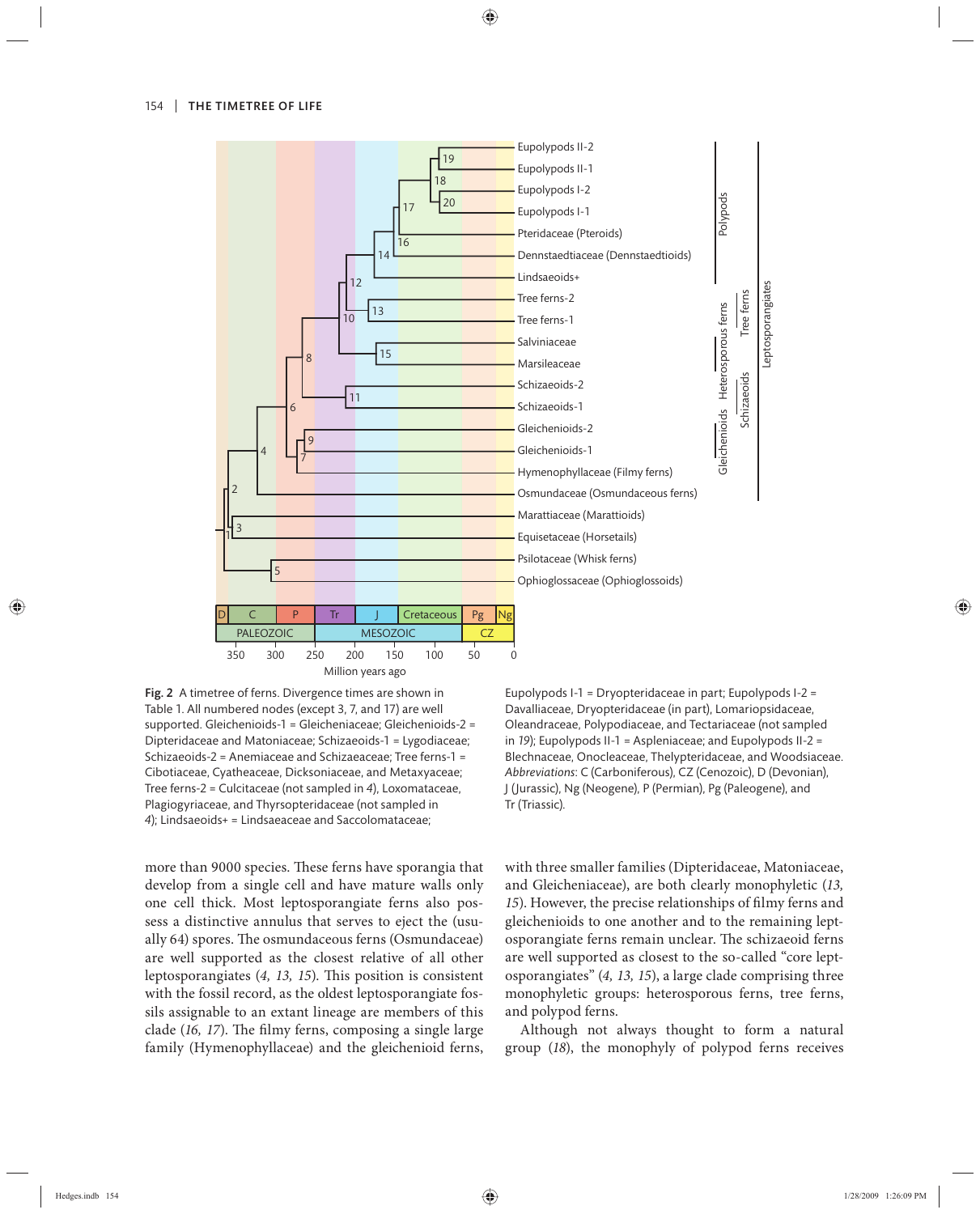**Fig. 2** A timetree of ferns. Divergence times are shown in Table 1. All numbered nodes (except 3, 7, and 17) are well supported. Gleichenioids-1 = Gleicheniaceae; Gleichenioids-2 = Dipteridaceae and Matoniaceae; Schizaeoids-1 = Lygodiaceae; Schizaeoids-2 = Anemiaceae and Schizaeaceae; Tree ferns-1 = Cibotiaceae, Cyatheaceae, Dicksoniaceae, and Metaxyaceae; Tree ferns-2 = Culcitaceae (not sampled in *4*), Loxomataceae, Plagiogyriaceae, and Thyrsopteridaceae (not sampled in *4*); Lindsaeoids+ = Lindsaeaceae and Saccolomataceae; Eupolypods I-1 = Dryopteridaceae in part; Eupolypods I-2 = Davalliaceae, Dryopteridaceae (in part), Lomariopsidaceae, Oleandraceae, Polypodiaceae, and Tectariaceae (not sampled in *19*); Eupolypods II-1 = Aspleniaceae; and Eupolypods II-2 = Blechnaceae, Onocleaceae, Thelypteridaceae, and Woodsiaceae. *Abbreviations*: C (Carboniferous), CZ (Cenozoic), D (Devonian), J (Jurassic), Ng (Neogene), P (Permian), Pg (Paleogene), and Tr (Triassic).

more than 9000 species. These ferns have sporangia that develop from a single cell and have mature walls only one cell thick. Most leptosporangiate ferns also possess a distinctive annulus that serves to eject the (usually 64) spores. The osmundaceous ferns (Osmundaceae) are well supported as the closest relative of all other leptosporangiates (*4, 13, 15*). This position is consistent with the fossil record, as the oldest leptosporangiate fossils assignable to an extant lineage are members of this clade (*16, 17*). The filmy ferns, composing a single large family (Hymenophyllaceae) and the gleichenioid ferns, with three smaller families (Dipteridaceae, Matoniaceae, and Gleicheniaceae), are both clearly monophyletic (*13, 15*). However, the precise relationships of filmy ferns and gleichenioids to one another and to the remaining leptosporangiate ferns remain unclear. The schizaeoid ferns are well supported as closest to the so-called "core leptosporangiates" (*4, 13, 15*), a large clade comprising three monophyletic groups: heterosporous ferns, tree ferns, and polypod ferns.

Although not always thought to form a natural group (*18*), the monophyly of polypod ferns receives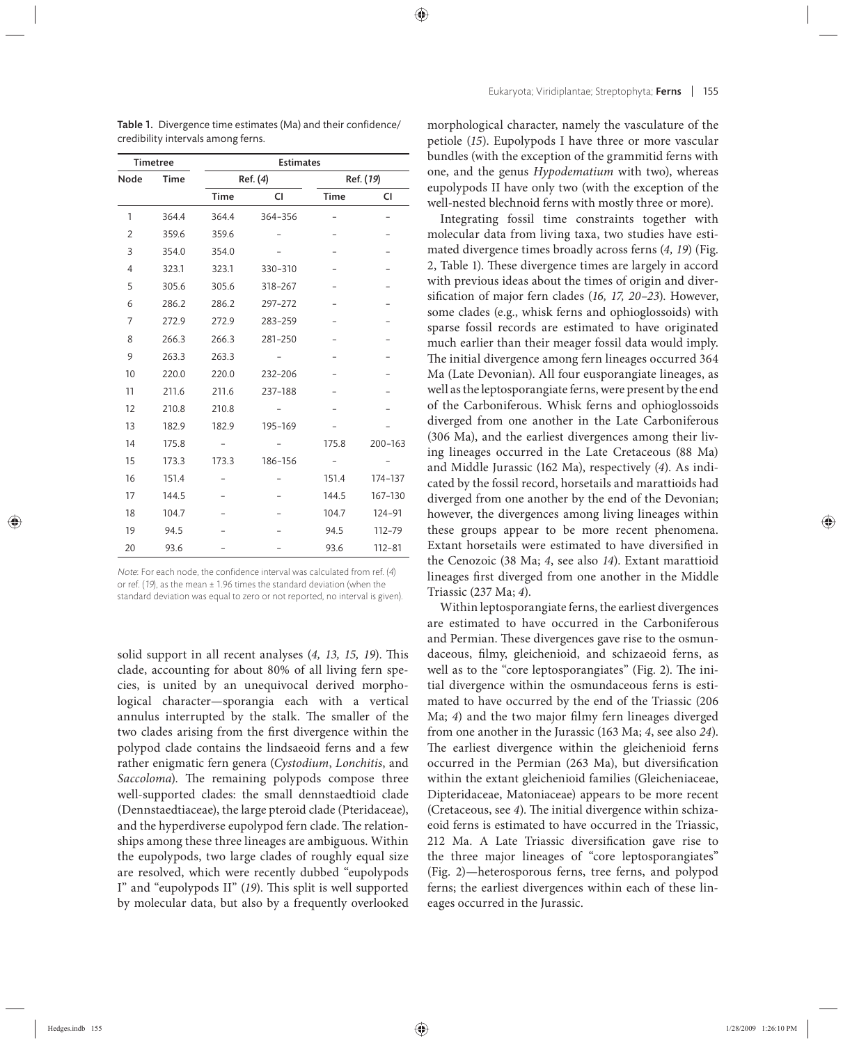**Table 1.** Divergence time estimates (Ma) and their confidence/credibility intervals among ferns.

| Timetree | | Estimates | | | |
|---|---|---|---|---|---|
| | | Ref. (*4*) | | Ref. (*19*) | |
| Node | Time | Time | CI | Time | CI |
| 1 | 364.4 | 364.4 | 364–356 | – | – |
| 2 | 359.6 | 359.6 | – | – | – |
| 3 | 354.0 | 354.0 | – | – | – |
| 4 | 323.1 | 323.1 | 330–310 | – | – |
| 5 | 305.6 | 305.6 | 318–267 | – | – |
| 6 | 286.2 | 286.2 | 297–272 | – | – |
| 7 | 272.9 | 272.9 | 283–259 | – | – |
| 8 | 266.3 | 266.3 | 281–250 | – | – |
| 9 | 263.3 | 263.3 | – | – | – |
| 10 | 220.0 | 220.0 | 232–206 | – | – |
| 11 | 211.6 | 211.6 | 237–188 | – | – |
| 12 | 210.8 | 210.8 | – | – | – |
| 13 | 182.9 | 182.9 | 195–169 | – | – |
| 14 | 175.8 | – | – | 175.8 | 200–163 |
| 15 | 173.3 | 173.3 | 186–156 | – | – |
| 16 | 151.4 | – | – | 151.4 | 174–137 |
| 17 | 144.5 | – | – | 144.5 | 167–130 |
| 18 | 104.7 | – | – | 104.7 | 124–91 |
| 19 | 94.5 | – | – | 94.5 | 112–79 |
| 20 | 93.6 | – | – | 93.6 | 112–81 |

*Note*: For each node, the confidence interval was calculated from ref. (*4*) or ref. (*19*), as the mean ± 1.96 times the standard deviation (when the standard deviation was equal to zero or not reported, no interval is given).

solid support in all recent analyses (*4, 13, 15, 19*). This clade, accounting for about 80% of all living fern species, is united by an unequivocal derived morphological character—sporangia each with a vertical annulus interrupted by the stalk. The smaller of the two clades arising from the first divergence within the polypod clade contains the lindsaeoid ferns and a few rather enigmatic fern genera (*Cystodium*, *Lonchitis*, and *Saccoloma*). The remaining polypods compose three well-supported clades: the small dennstaedtioid clade (Dennstaedtiaceae), the large pteroid clade (Pteridaceae), and the hyperdiverse eupolypod fern clade. The relationships among these three lineages are ambiguous. Within the eupolypods, two large clades of roughly equal size are resolved, which were recently dubbed "eupolypods I" and "eupolypods II" (*19*). This split is well supported by molecular data, but also by a frequently overlooked morphological character, namely the vasculature of the petiole (*15*). Eupolypods I have three or more vascular bundles (with the exception of the grammitid ferns with one, and the genus *Hypodematium* with two), whereas eupolypods II have only two (with the exception of the well-nested blechnoid ferns with mostly three or more).

Integrating fossil time constraints together with molecular data from living taxa, two studies have estimated divergence times broadly across ferns (*4, 19*) (Fig. 2, Table 1). These divergence times are largely in accord with previous ideas about the times of origin and diversification of major fern clades (*16, 17, 20–23*). However, some clades (e.g., whisk ferns and ophioglossoids) with sparse fossil records are estimated to have originated much earlier than their meager fossil data would imply. The initial divergence among fern lineages occurred 364 Ma (Late Devonian). All four eusporangiate lineages, as well as the leptosporangiate ferns, were present by the end of the Carboniferous. Whisk ferns and ophioglossoids diverged from one another in the Late Carboniferous (306 Ma), and the earliest divergences among their living lineages occurred in the Late Cretaceous (88 Ma) and Middle Jurassic (162 Ma), respectively (*4*). As indicated by the fossil record, horsetails and marattioids had diverged from one another by the end of the Devonian; however, the divergences among living lineages within these groups appear to be more recent phenomena. Extant horsetails were estimated to have diversified in the Cenozoic (38 Ma; *4*, see also *14*). Extant marattioid lineages first diverged from one another in the Middle Triassic (237 Ma; *4*).

Within leptosporangiate ferns, the earliest divergences are estimated to have occurred in the Carboniferous and Permian. These divergences gave rise to the osmundaceous, filmy, gleichenioid, and schizaeoid ferns, as well as to the "core leptosporangiates" (Fig. 2). The initial divergence within the osmundaceous ferns is estimated to have occurred by the end of the Triassic (206 Ma; *4*) and the two major filmy fern lineages diverged from one another in the Jurassic (163 Ma; *4*, see also *24*). The earliest divergence within the gleichenioid ferns occurred in the Permian (263 Ma), but diversification within the extant gleichenioid families (Gleicheniaceae, Dipteridaceae, Matoniaceae) appears to be more recent (Cretaceous, see *4*). The initial divergence within schizaeoid ferns is estimated to have occurred in the Triassic, 212 Ma. A Late Triassic diversification gave rise to the three major lineages of "core leptosporangiates" (Fig. 2)—heterosporous ferns, tree ferns, and polypod ferns; the earliest divergences within each of these lineages occurred in the Jurassic.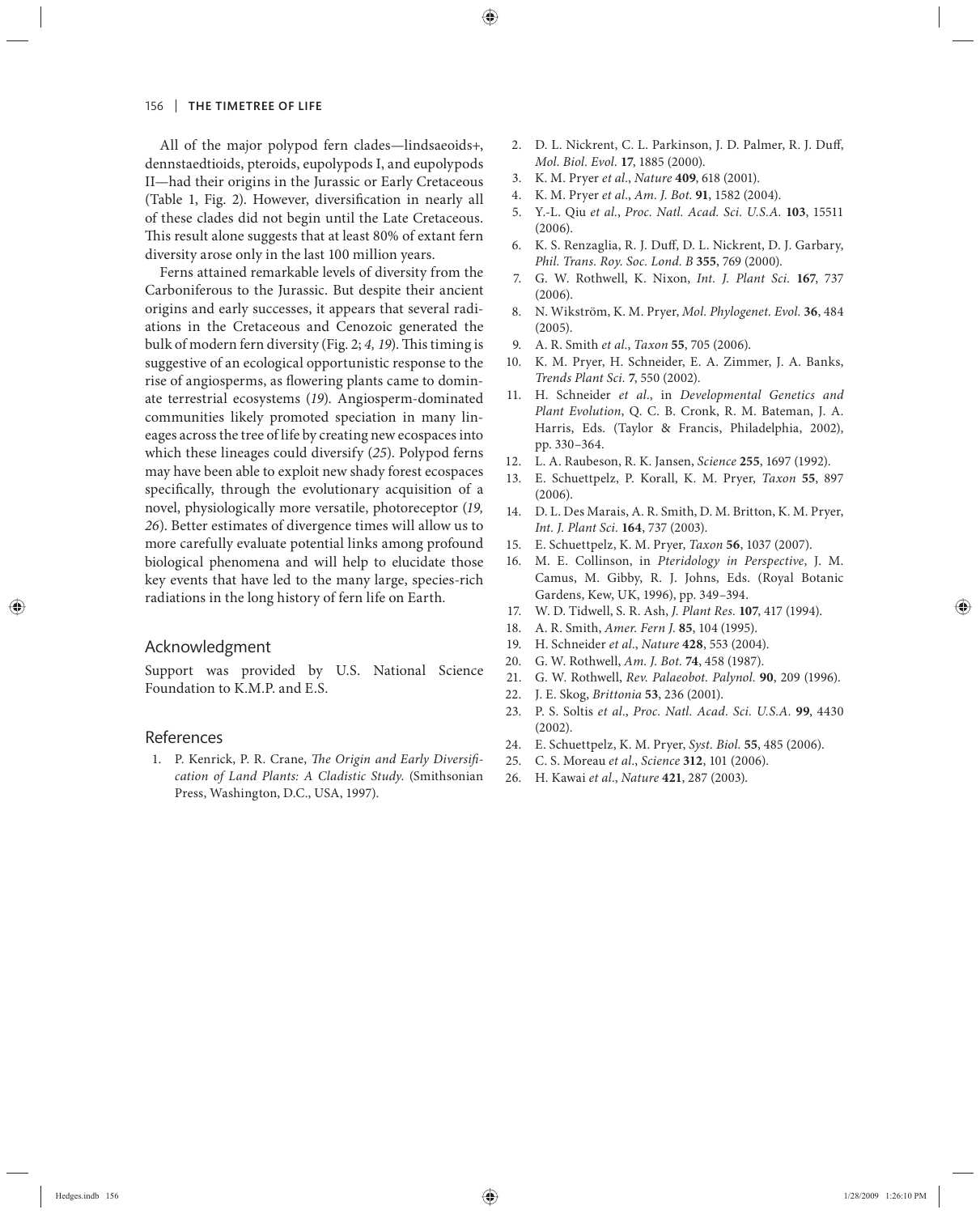All of the major polypod fern clades—lindsaeoids+, dennstaedtioids, pteroids, eupolypods I, and eupolypods II—had their origins in the Jurassic or Early Cretaceous (Table 1, Fig. 2). However, diversification in nearly all of these clades did not begin until the Late Cretaceous. This result alone suggests that at least 80% of extant fern diversity arose only in the last 100 million years.

Ferns attained remarkable levels of diversity from the Carboniferous to the Jurassic. But despite their ancient origins and early successes, it appears that several radiations in the Cretaceous and Cenozoic generated the bulk of modern fern diversity (Fig. 2; *4, 19*). This timing is suggestive of an ecological opportunistic response to the rise of angiosperms, as flowering plants came to dominate terrestrial ecosystems (*19*). Angiosperm-dominated communities likely promoted speciation in many lineages across the tree of life by creating new ecospaces into which these lineages could diversify (*25*). Polypod ferns may have been able to exploit new shady forest ecospaces specifically, through the evolutionary acquisition of a novel, physiologically more versatile, photoreceptor (*19, 26*). Better estimates of divergence times will allow us to more carefully evaluate potential links among profound biological phenomena and will help to elucidate those key events that have led to the many large, species-rich radiations in the long history of fern life on Earth.

## Acknowledgment

Support was provided by U.S. National Science Foundation to K.M.P. and E.S.

## References

1. P. Kenrick, P. R. Crane, *The Origin and Early Diversification of Land Plants: A Cladistic Study.* (Smithsonian Press, Washington, D.C., USA, 1997).
2. D. L. Nickrent, C. L. Parkinson, J. D. Palmer, R. J. Duff, *Mol. Biol. Evol.* **17**, 1885 (2000).
3. K. M. Pryer *et al.*, *Nature* **409**, 618 (2001).
4. K. M. Pryer *et al.*, *Am. J. Bot.* **91**, 1582 (2004).
5. Y.-L. Qiu *et al.*, *Proc. Natl. Acad. Sci. U.S.A.* **103**, 15511 (2006).
6. K. S. Renzaglia, R. J. Duff, D. L. Nickrent, D. J. Garbary, *Phil. Trans. Roy. Soc. Lond. B* **355**, 769 (2000).
7. G. W. Rothwell, K. Nixon, *Int. J. Plant Sci.* **167**, 737 (2006).
8. N. Wikström, K. M. Pryer, *Mol. Phylogenet. Evol.* **36**, 484 (2005).
9. A. R. Smith *et al.*, *Taxon* **55**, 705 (2006).
10. K. M. Pryer, H. Schneider, E. A. Zimmer, J. A. Banks, *Trends Plant Sci.* **7**, 550 (2002).
11. H. Schneider *et al.*, in *Developmental Genetics and Plant Evolution*, Q. C. B. Cronk, R. M. Bateman, J. A. Harris, Eds. (Taylor & Francis, Philadelphia, 2002), pp. 330–364.
12. L. A. Raubeson, R. K. Jansen, *Science* **255**, 1697 (1992).
13. E. Schuettpelz, P. Korall, K. M. Pryer, *Taxon* **55**, 897 (2006).
14. D. L. Des Marais, A. R. Smith, D. M. Britton, K. M. Pryer, *Int. J. Plant Sci.* **164**, 737 (2003).
15. E. Schuettpelz, K. M. Pryer, *Taxon* **56**, 1037 (2007).
16. M. E. Collinson, in *Pteridology in Perspective*, J. M. Camus, M. Gibby, R. J. Johns, Eds. (Royal Botanic Gardens, Kew, UK, 1996), pp. 349–394.
17. W. D. Tidwell, S. R. Ash, *J. Plant Res.* **107**, 417 (1994).
18. A. R. Smith, *Amer. Fern J.* **85**, 104 (1995).
19. H. Schneider *et al.*, *Nature* **428**, 553 (2004).
20. G. W. Rothwell, *Am. J. Bot.* **74**, 458 (1987).
21. G. W. Rothwell, *Rev. Palaeobot. Palynol.* **90**, 209 (1996).
22. J. E. Skog, *Brittonia* **53**, 236 (2001).
23. P. S. Soltis *et al.*, *Proc. Natl. Acad. Sci. U.S.A.* **99**, 4430 (2002).
24. E. Schuettpelz, K. M. Pryer, *Syst. Biol.* **55**, 485 (2006).
25. C. S. Moreau *et al.*, *Science* **312**, 101 (2006).
26. H. Kawai *et al.*, *Nature* **421**, 287 (2003).